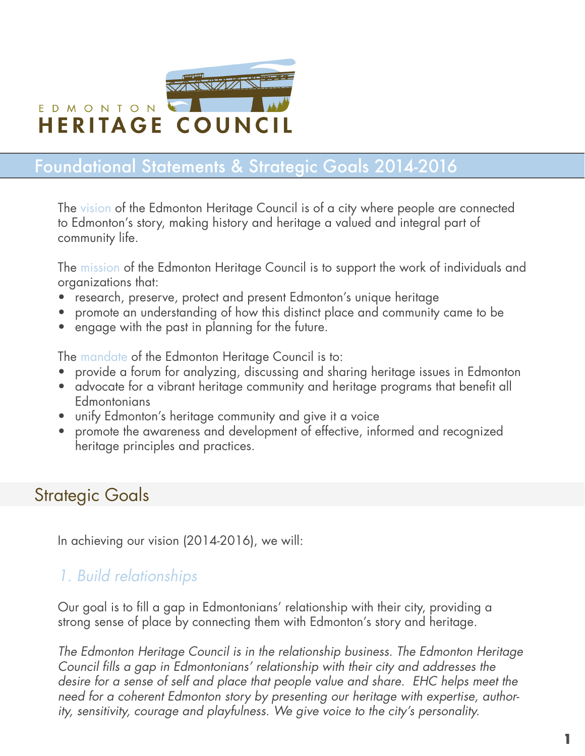EDMONTON
HERITAGE COUNCIL

# Foundational Statements & Strategic Goals 2014-2016

The vision of the Edmonton Heritage Council is of a city where people are connected to Edmonton's story, making history and heritage a valued and integral part of community life.

The mission of the Edmonton Heritage Council is to support the work of individuals and organizations that:

- research, preserve, protect and present Edmonton's unique heritage
- promote an understanding of how this distinct place and community came to be
- engage with the past in planning for the future.

The mandate of the Edmonton Heritage Council is to:

- provide a forum for analyzing, discussing and sharing heritage issues in Edmonton
- advocate for a vibrant heritage community and heritage programs that benefit all Edmontonians
- unify Edmonton's heritage community and give it a voice
- promote the awareness and development of effective, informed and recognized heritage principles and practices.

## Strategic Goals

In achieving our vision (2014-2016), we will:

### *1. Build relationships*

Our goal is to fill a gap in Edmontonians' relationship with their city, providing a strong sense of place by connecting them with Edmonton's story and heritage.

*The Edmonton Heritage Council is in the relationship business. The Edmonton Heritage Council fills a gap in Edmontonians' relationship with their city and addresses the desire for a sense of self and place that people value and share. EHC helps meet the need for a coherent Edmonton story by presenting our heritage with expertise, authority, sensitivity, courage and playfulness. We give voice to the city's personality.*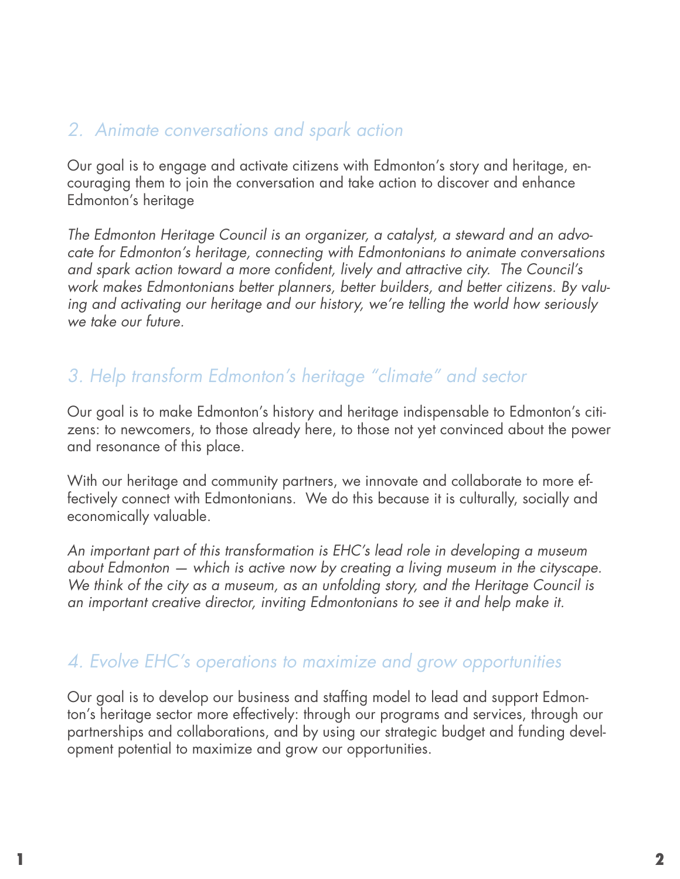## *2. Animate conversations and spark action*

Our goal is to engage and activate citizens with Edmonton's story and heritage, encouraging them to join the conversation and take action to discover and enhance Edmonton's heritage

*The Edmonton Heritage Council is an organizer, a catalyst, a steward and an advocate for Edmonton's heritage, connecting with Edmontonians to animate conversations and spark action toward a more confident, lively and attractive city. The Council's work makes Edmontonians better planners, better builders, and better citizens. By valuing and activating our heritage and our history, we're telling the world how seriously we take our future.*

## *3. Help transform Edmonton's heritage "climate" and sector*

Our goal is to make Edmonton's history and heritage indispensable to Edmonton's citizens: to newcomers, to those already here, to those not yet convinced about the power and resonance of this place.

With our heritage and community partners, we innovate and collaborate to more effectively connect with Edmontonians. We do this because it is culturally, socially and economically valuable.

*An important part of this transformation is EHC's lead role in developing a museum about Edmonton — which is active now by creating a living museum in the cityscape. We think of the city as a museum, as an unfolding story, and the Heritage Council is an important creative director, inviting Edmontonians to see it and help make it.*

## *4. Evolve EHC's operations to maximize and grow opportunities*

Our goal is to develop our business and staffing model to lead and support Edmonton's heritage sector more effectively: through our programs and services, through our partnerships and collaborations, and by using our strategic budget and funding development potential to maximize and grow our opportunities.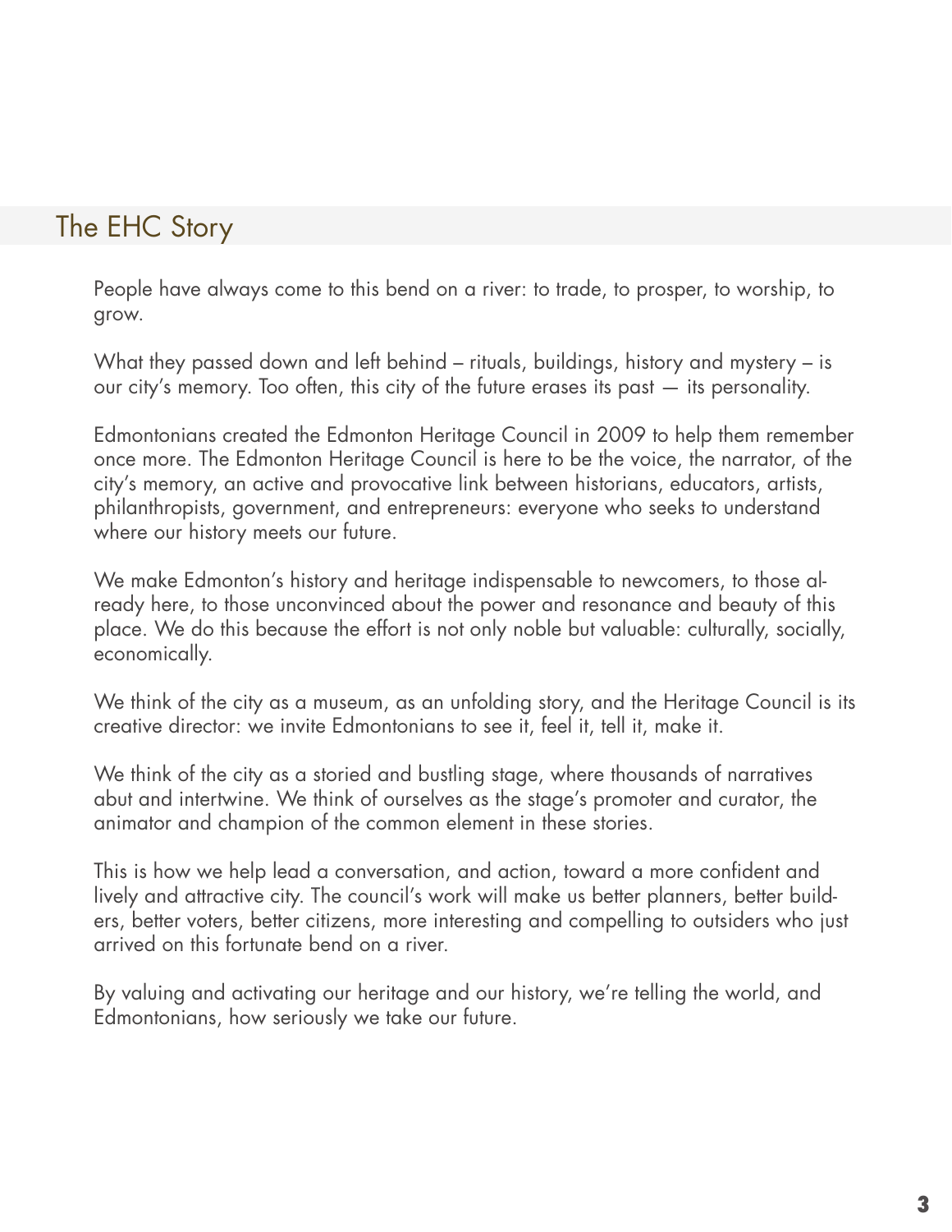## The EHC Story

People have always come to this bend on a river: to trade, to prosper, to worship, to grow.

What they passed down and left behind – rituals, buildings, history and mystery – is our city's memory. Too often, this city of the future erases its past — its personality.

Edmontonians created the Edmonton Heritage Council in 2009 to help them remember once more. The Edmonton Heritage Council is here to be the voice, the narrator, of the city's memory, an active and provocative link between historians, educators, artists, philanthropists, government, and entrepreneurs: everyone who seeks to understand where our history meets our future.

We make Edmonton's history and heritage indispensable to newcomers, to those already here, to those unconvinced about the power and resonance and beauty of this place. We do this because the effort is not only noble but valuable: culturally, socially, economically.

We think of the city as a museum, as an unfolding story, and the Heritage Council is its creative director: we invite Edmontonians to see it, feel it, tell it, make it.

We think of the city as a storied and bustling stage, where thousands of narratives abut and intertwine. We think of ourselves as the stage's promoter and curator, the animator and champion of the common element in these stories.

This is how we help lead a conversation, and action, toward a more confident and lively and attractive city. The council's work will make us better planners, better builders, better voters, better citizens, more interesting and compelling to outsiders who just arrived on this fortunate bend on a river.

By valuing and activating our heritage and our history, we're telling the world, and Edmontonians, how seriously we take our future.